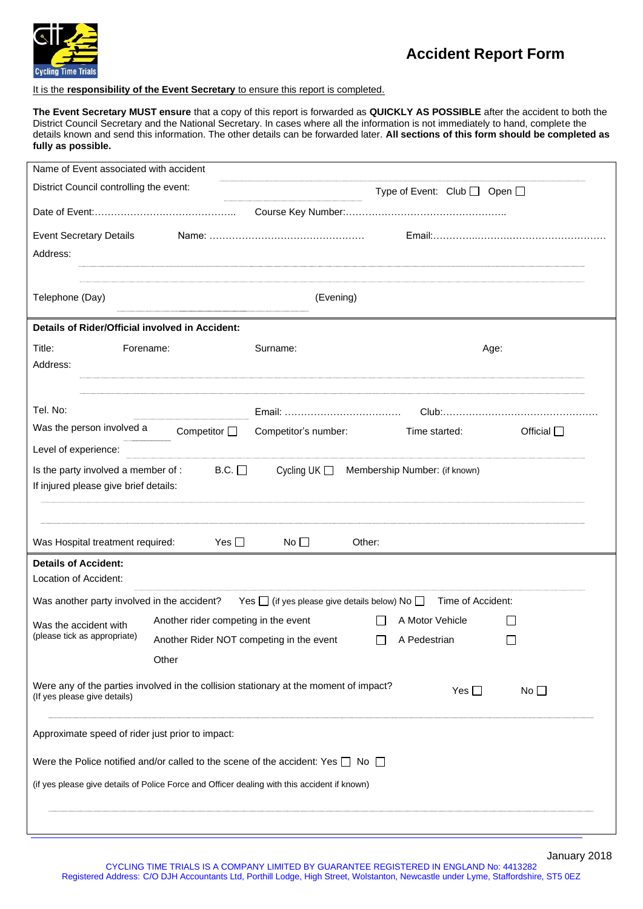# Accident Report Form

It is the **responsibility of the Event Secretary** to ensure this report is completed.

**The Event Secretary MUST ensure** that a copy of this report is forwarded as **QUICKLY AS POSSIBLE** after the accident to both the District Council Secretary and the National Secretary. In cases where all the information is not immediately to hand, complete the details known and send this information. The other details can be forwarded later. **All sections of this form should be completed as fully as possible.**

Name of Event associated with accident

District Council controlling the event: .................... Type of Event: Club ☐ Open ☐

Date of Event:…………………………………….. Course Key Number:…………………………………………..

Event Secretary Details Name: ………………………………………… Email:………….……….………………………………

Address:

Telephone (Day) .................... (Evening)

**Details of Rider/Official involved in Accident:**

Title: Forename: Surname: Age:

Address:

Tel. No: Email: ……………………………… Club:…………………………………………

Was the person involved a Competitor ☐ Competitor's number: Time started: Official ☐

Level of experience:

Is the party involved a member of : B.C. ☐ Cycling UK ☐ Membership Number: (if known)

If injured please give brief details:

Was Hospital treatment required: Yes ☐ No ☐ Other:

**Details of Accident:**

Location of Accident:

Was another party involved in the accident? Yes ☐ (if yes please give details below) No ☐ Time of Accident:

Was the accident with (please tick as appropriate)

- Another rider competing in the event ☐
- A Motor Vehicle ☐
- Another Rider NOT competing in the event ☐
- A Pedestrian ☐
- Other

Were any of the parties involved in the collision stationary at the moment of impact? (If yes please give details) Yes ☐ No ☐

Approximate speed of rider just prior to impact:

Were the Police notified and/or called to the scene of the accident: Yes ☐ No ☐

(if yes please give details of Police Force and Officer dealing with this accident if known)

January 2018

CYCLING TIME TRIALS IS A COMPANY LIMITED BY GUARANTEE REGISTERED IN ENGLAND No: 4413282
Registered Address: C/O DJH Accountants Ltd, Porthill Lodge, High Street, Wolstanton, Newcastle under Lyme, Staffordshire, ST5 0EZ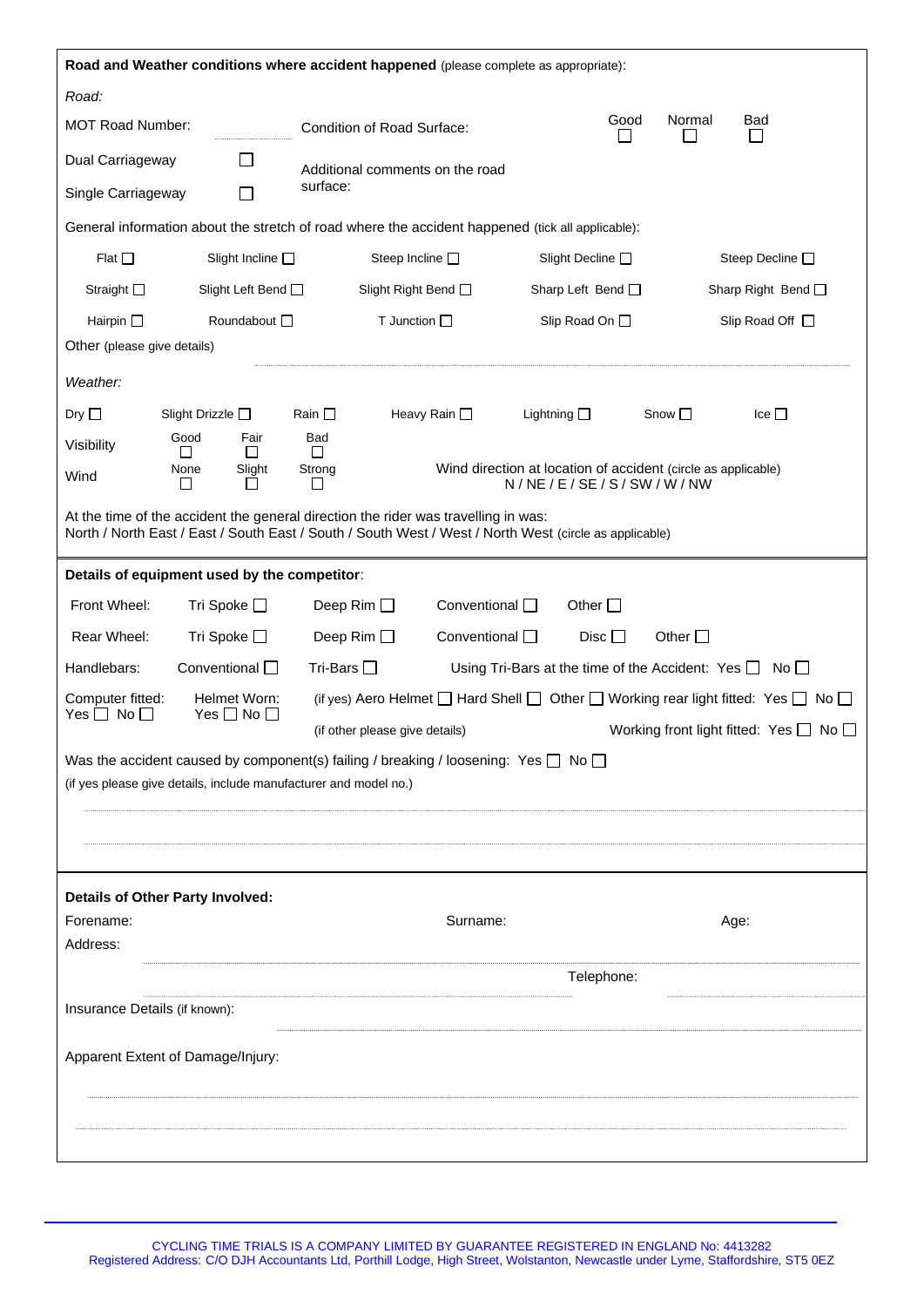**Road and Weather conditions where accident happened** (please complete as appropriate):

*Road:*

MOT Road Number: ..................

Condition of Road Surface: Good ☐ Normal ☐ Bad ☐

Dual Carriageway ☐

Single Carriageway ☐

Additional comments on the road surface:

General information about the stretch of road where the accident happened (tick all applicable):

| | | | | |
|---|---|---|---|---|
| Flat ☐ | Slight Incline ☐ | Steep Incline ☐ | Slight Decline ☐ | Steep Decline ☐ |
| Straight ☐ | Slight Left Bend ☐ | Slight Right Bend ☐ | Sharp Left Bend ☐ | Sharp Right Bend ☐ |
| Hairpin ☐ | Roundabout ☐ | T Junction ☐ | Slip Road On ☐ | Slip Road Off ☐ |

Other (please give details) ..................................................

*Weather:*

Dry ☐ Slight Drizzle ☐ Rain ☐ Heavy Rain ☐ Lightning ☐ Snow ☐ Ice ☐

Visibility: Good ☐ Fair ☐ Bad ☐

Wind: None ☐ Slight ☐ Strong ☐

Wind direction at location of accident (circle as applicable)
N / NE / E / SE / S / SW / W / NW

At the time of the accident the general direction the rider was travelling in was:
North / North East / East / South East / South / South West / West / North West (circle as applicable)

**Details of equipment used by the competitor**:

Front Wheel: Tri Spoke ☐ Deep Rim ☐ Conventional ☐ Other ☐

Rear Wheel: Tri Spoke ☐ Deep Rim ☐ Conventional ☐ Disc ☐ Other ☐

Handlebars: Conventional ☐ Tri-Bars ☐ Using Tri-Bars at the time of the Accident: Yes ☐ No ☐

Computer fitted: Yes ☐ No ☐

Helmet Worn: Yes ☐ No ☐

(if yes) Aero Helmet ☐ Hard Shell ☐ Other ☐ (if other please give details)

Working rear light fitted: Yes ☐ No ☐

Working front light fitted: Yes ☐ No ☐

Was the accident caused by component(s) failing / breaking / loosening: Yes ☐ No ☐

(if yes please give details, include manufacturer and model no.)

..................................................

..................................................

**Details of Other Party Involved:**

Forename: Surname: Age:

Address:

..................................................

.................................................. Telephone: ..................

Insurance Details (if known): ..................................................

Apparent Extent of Damage/Injury:

..................................................

..................................................

CYCLING TIME TRIALS IS A COMPANY LIMITED BY GUARANTEE REGISTERED IN ENGLAND No: 4413282
Registered Address: C/O DJH Accountants Ltd, Porthill Lodge, High Street, Wolstanton, Newcastle under Lyme, Staffordshire, ST5 0EZ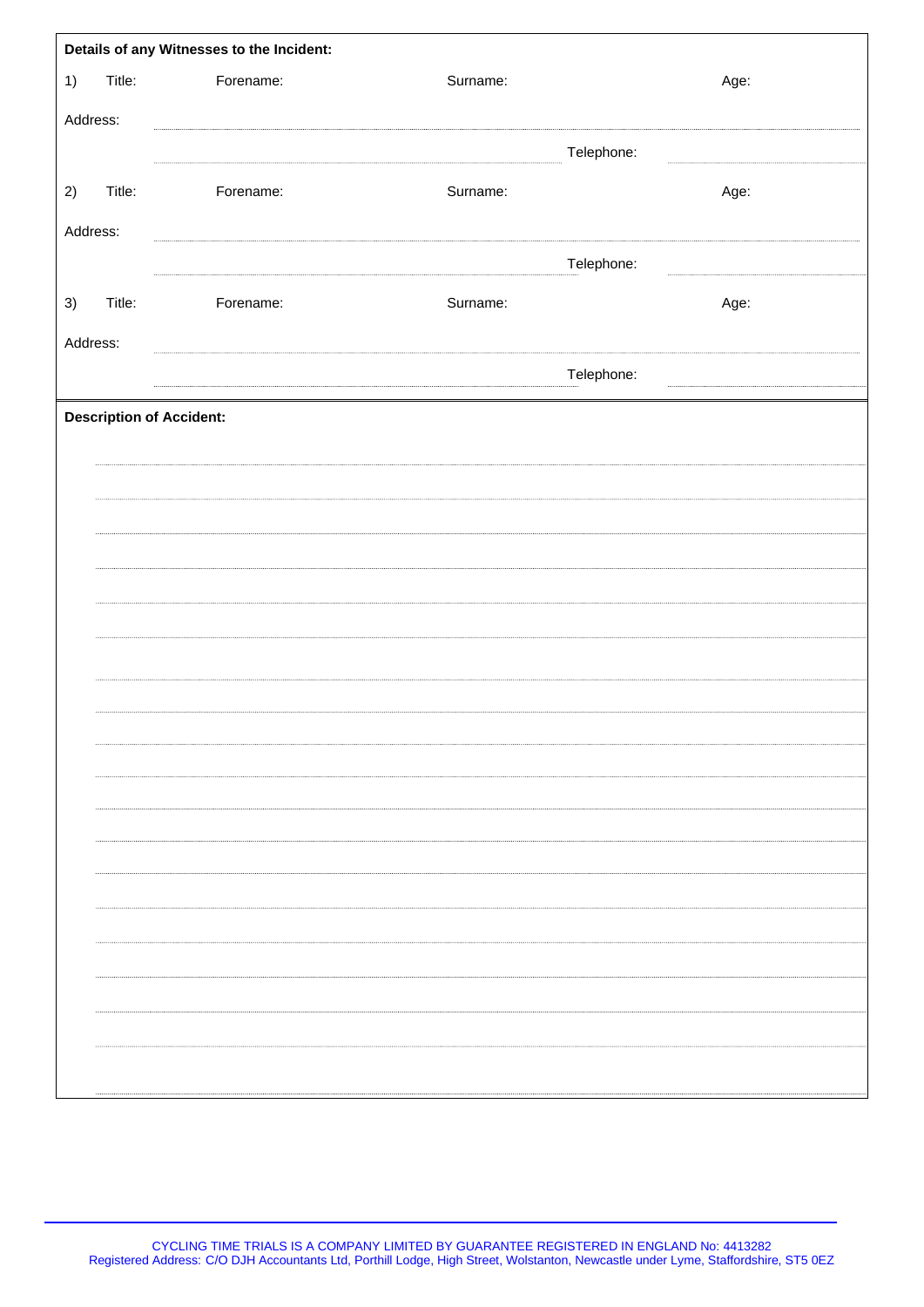**Details of any Witnesses to the Incident:**

1) Title: Forename: Surname: Age:

Address: ..................................................................................................................................................

................................................................................................ Telephone: ................................

2) Title: Forename: Surname: Age:

Address: ..................................................................................................................................................

................................................................................................ Telephone: ................................

3) Title: Forename: Surname: Age:

Address: ..................................................................................................................................................

................................................................................................ Telephone: ................................

**Description of Accident:**

..................................................................................................................................................

..................................................................................................................................................

..................................................................................................................................................

..................................................................................................................................................

..................................................................................................................................................

..................................................................................................................................................

..................................................................................................................................................

..................................................................................................................................................

..................................................................................................................................................

..................................................................................................................................................

..................................................................................................................................................

..................................................................................................................................................

..................................................................................................................................................

..................................................................................................................................................

..................................................................................................................................................

..................................................................................................................................................

..................................................................................................................................................

..................................................................................................................................................

..................................................................................................................................................

CYCLING TIME TRIALS IS A COMPANY LIMITED BY GUARANTEE REGISTERED IN ENGLAND No: 4413282
Registered Address: C/O DJH Accountants Ltd, Porthill Lodge, High Street, Wolstanton, Newcastle under Lyme, Staffordshire, ST5 0EZ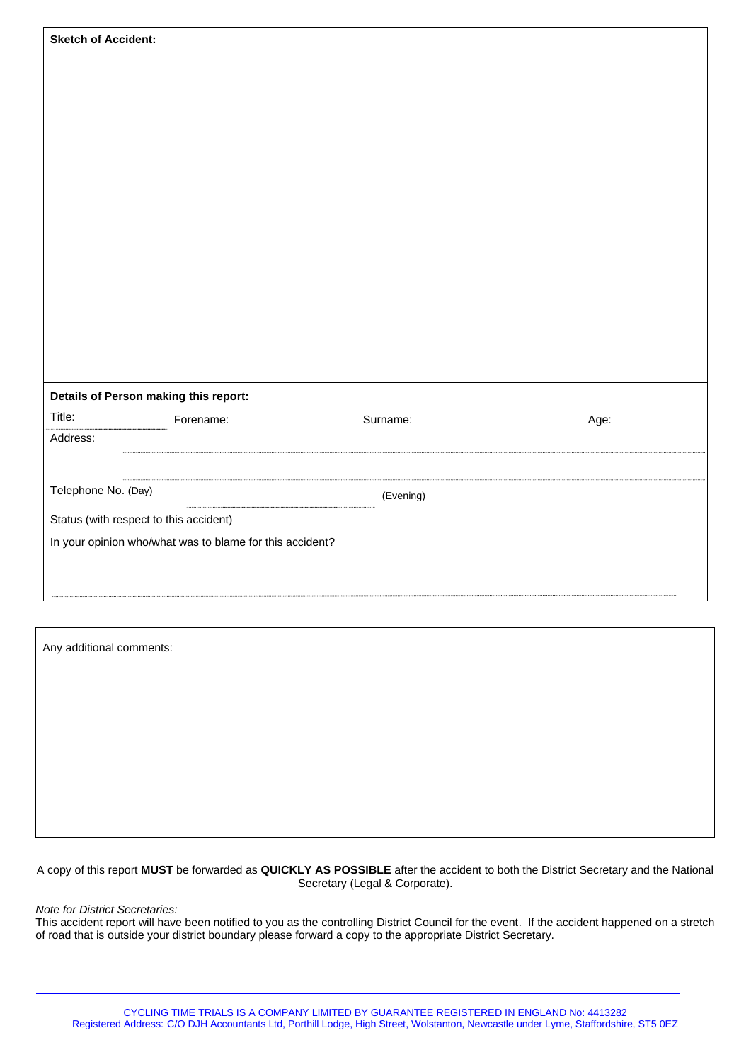**Sketch of Accident:**

**Details of Person making this report:**

Title: Forename: Surname: Age:

Address:

Telephone No. (Day) (Evening)

Status (with respect to this accident)

In your opinion who/what was to blame for this accident?

Any additional comments:

A copy of this report **MUST** be forwarded as **QUICKLY AS POSSIBLE** after the accident to both the District Secretary and the National Secretary (Legal & Corporate).

*Note for District Secretaries:*

This accident report will have been notified to you as the controlling District Council for the event. If the accident happened on a stretch of road that is outside your district boundary please forward a copy to the appropriate District Secretary.

CYCLING TIME TRIALS IS A COMPANY LIMITED BY GUARANTEE REGISTERED IN ENGLAND No: 4413282
Registered Address: C/O DJH Accountants Ltd, Porthill Lodge, High Street, Wolstanton, Newcastle under Lyme, Staffordshire, ST5 0EZ